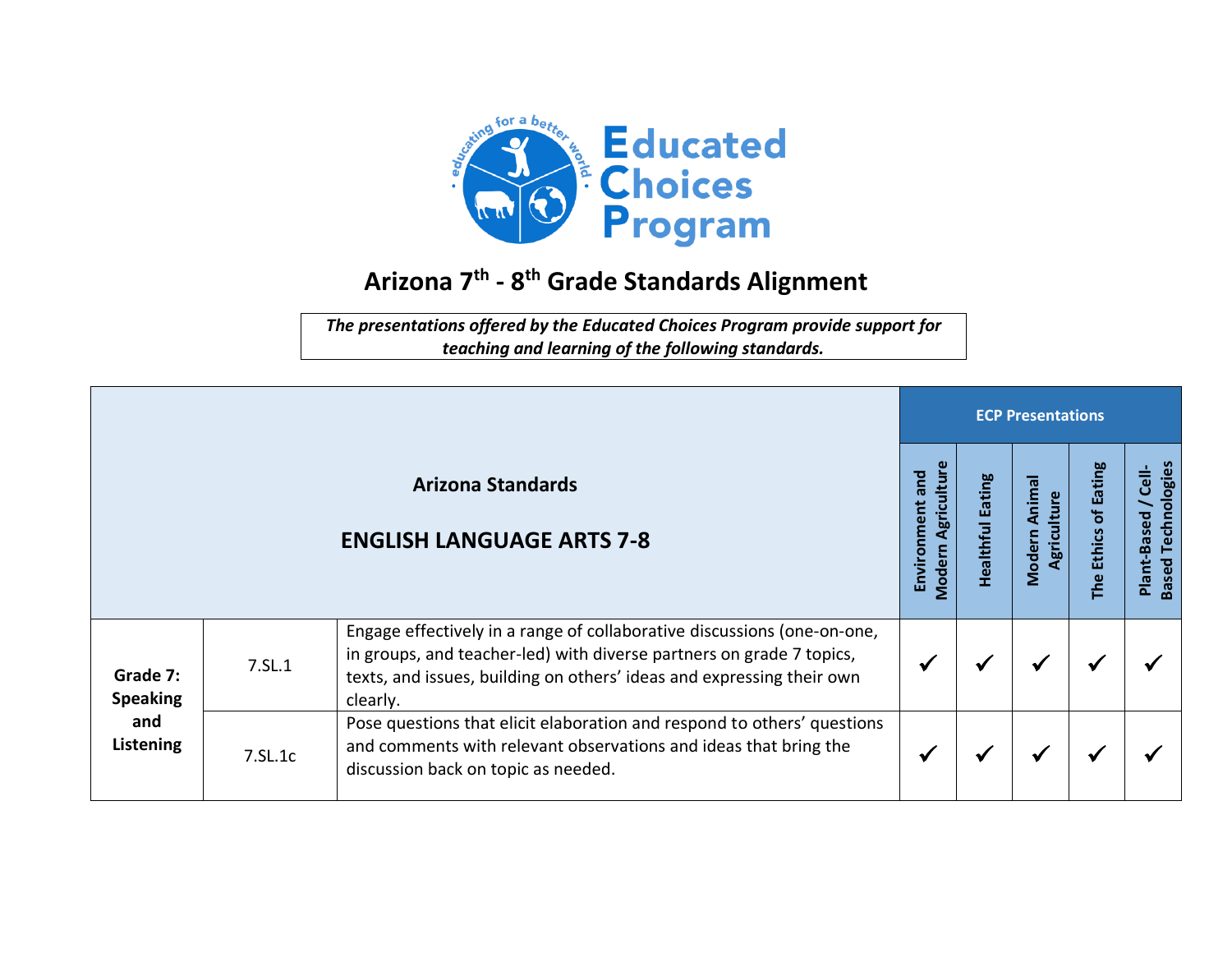# Arizona 7th - 8th Grade Standards Alignment

*The presentations offered by the Educated Choices Program provide support for teaching and learning of the following standards.*

| Arizona Standards<br><br>ENGLISH LANGUAGE ARTS 7-8 | | | ECP Presentations | | | | |
|---|---|---|---|---|---|---|---|
| | | | Environment and Modern Agriculture | Healthful Eating | Modern Animal Agriculture | The Ethics of Eating | Plant-Based / Cell-Based Technologies |
| **Grade 7: Speaking and Listening** | 7.SL.1 | Engage effectively in a range of collaborative discussions (one-on-one, in groups, and teacher-led) with diverse partners on grade 7 topics, texts, and issues, building on others' ideas and expressing their own clearly. | ✓ | ✓ | ✓ | ✓ | ✓ |
| | 7.SL.1c | Pose questions that elicit elaboration and respond to others' questions and comments with relevant observations and ideas that bring the discussion back on topic as needed. | ✓ | ✓ | ✓ | ✓ | ✓ |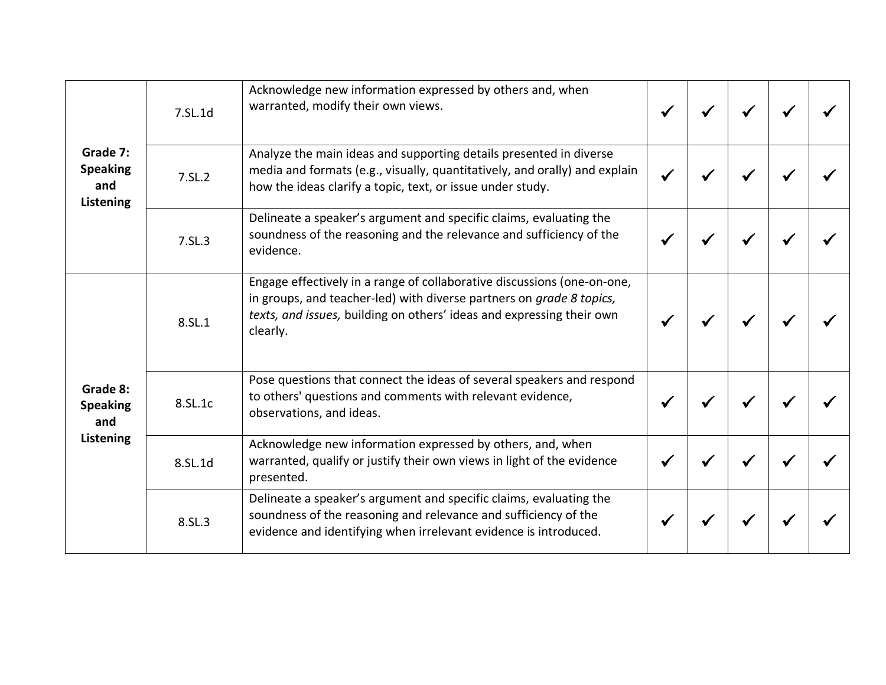| | | | | | | | |
|---|---|---|---|---|---|---|---|
| **Grade 7: Speaking and Listening** | 7.SL.1d | Acknowledge new information expressed by others and, when warranted, modify their own views. | ✓ | ✓ | ✓ | ✓ | ✓ |
| | 7.SL.2 | Analyze the main ideas and supporting details presented in diverse media and formats (e.g., visually, quantitatively, and orally) and explain how the ideas clarify a topic, text, or issue under study. | ✓ | ✓ | ✓ | ✓ | ✓ |
| | 7.SL.3 | Delineate a speaker's argument and specific claims, evaluating the soundness of the reasoning and the relevance and sufficiency of the evidence. | ✓ | ✓ | ✓ | ✓ | ✓ |
| **Grade 8: Speaking and Listening** | 8.SL.1 | Engage effectively in a range of collaborative discussions (one-on-one, in groups, and teacher-led) with diverse partners on *grade 8 topics, texts, and issues,* building on others' ideas and expressing their own clearly. | ✓ | ✓ | ✓ | ✓ | ✓ |
| | 8.SL.1c | Pose questions that connect the ideas of several speakers and respond to others' questions and comments with relevant evidence, observations, and ideas. | ✓ | ✓ | ✓ | ✓ | ✓ |
| | 8.SL.1d | Acknowledge new information expressed by others, and, when warranted, qualify or justify their own views in light of the evidence presented. | ✓ | ✓ | ✓ | ✓ | ✓ |
| | 8.SL.3 | Delineate a speaker's argument and specific claims, evaluating the soundness of the reasoning and relevance and sufficiency of the evidence and identifying when irrelevant evidence is introduced. | ✓ | ✓ | ✓ | ✓ | ✓ |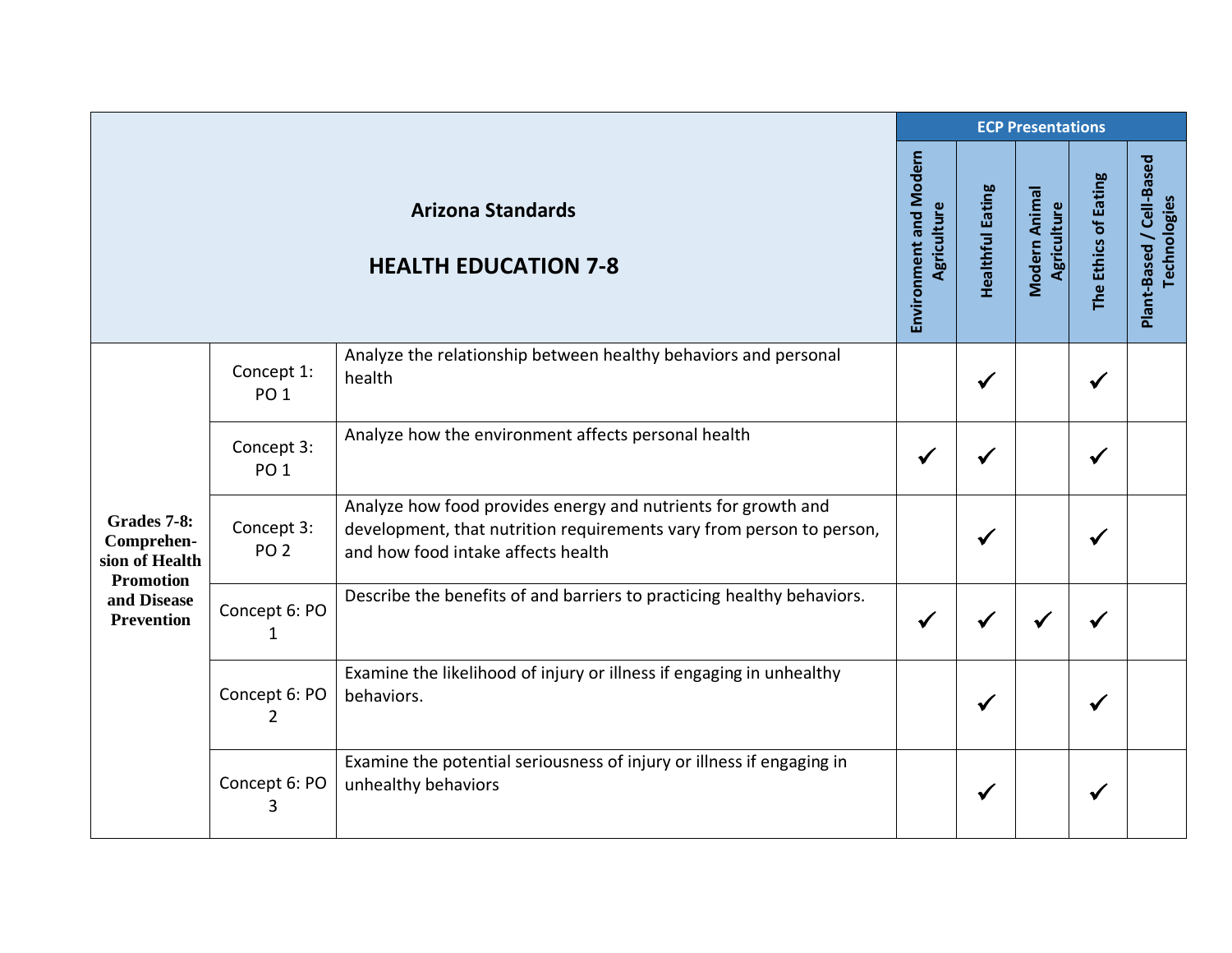| Arizona Standards<br><br>HEALTH EDUCATION 7-8 | | | ECP Presentations | | | | |
|---|---|---|---|---|---|---|---|
| | | | Environment and Modern Agriculture | Healthful Eating | Modern Animal Agriculture | The Ethics of Eating | Plant-Based / Cell-Based Technologies |
| **Grades 7-8: Comprehen-sion of Health Promotion and Disease Prevention** | Concept 1: PO 1 | Analyze the relationship between healthy behaviors and personal health | | ✓ | | ✓ | |
| | Concept 3: PO 1 | Analyze how the environment affects personal health | ✓ | ✓ | | ✓ | |
| | Concept 3: PO 2 | Analyze how food provides energy and nutrients for growth and development, that nutrition requirements vary from person to person, and how food intake affects health | | ✓ | | ✓ | |
| | Concept 6: PO 1 | Describe the benefits of and barriers to practicing healthy behaviors. | ✓ | ✓ | ✓ | ✓ | |
| | Concept 6: PO 2 | Examine the likelihood of injury or illness if engaging in unhealthy behaviors. | | ✓ | | ✓ | |
| | Concept 6: PO 3 | Examine the potential seriousness of injury or illness if engaging in unhealthy behaviors | | ✓ | | ✓ | |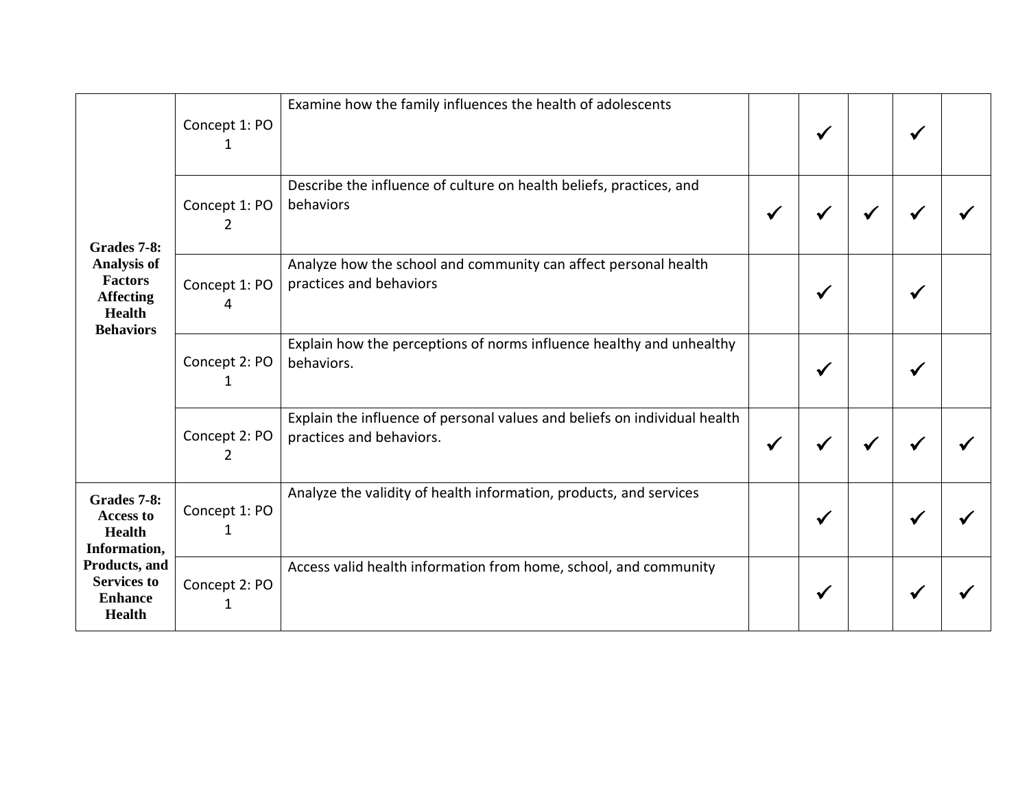| | | | | | | | |
|---|---|---|---|---|---|---|---|
| **Grades 7-8: Analysis of Factors Affecting Health Behaviors** | Concept 1: PO 1 | Examine how the family influences the health of adolescents | | ✓ | | ✓ | |
| | Concept 1: PO 2 | Describe the influence of culture on health beliefs, practices, and behaviors | ✓ | ✓ | ✓ | ✓ | ✓ |
| | Concept 1: PO 4 | Analyze how the school and community can affect personal health practices and behaviors | | ✓ | | ✓ | |
| | Concept 2: PO 1 | Explain how the perceptions of norms influence healthy and unhealthy behaviors. | | ✓ | | ✓ | |
| | Concept 2: PO 2 | Explain the influence of personal values and beliefs on individual health practices and behaviors. | ✓ | ✓ | ✓ | ✓ | ✓ |
| **Grades 7-8: Access to Health Information, Products, and Services to Enhance Health** | Concept 1: PO 1 | Analyze the validity of health information, products, and services | | ✓ | | ✓ | ✓ |
| | Concept 2: PO 1 | Access valid health information from home, school, and community | | ✓ | | ✓ | ✓ |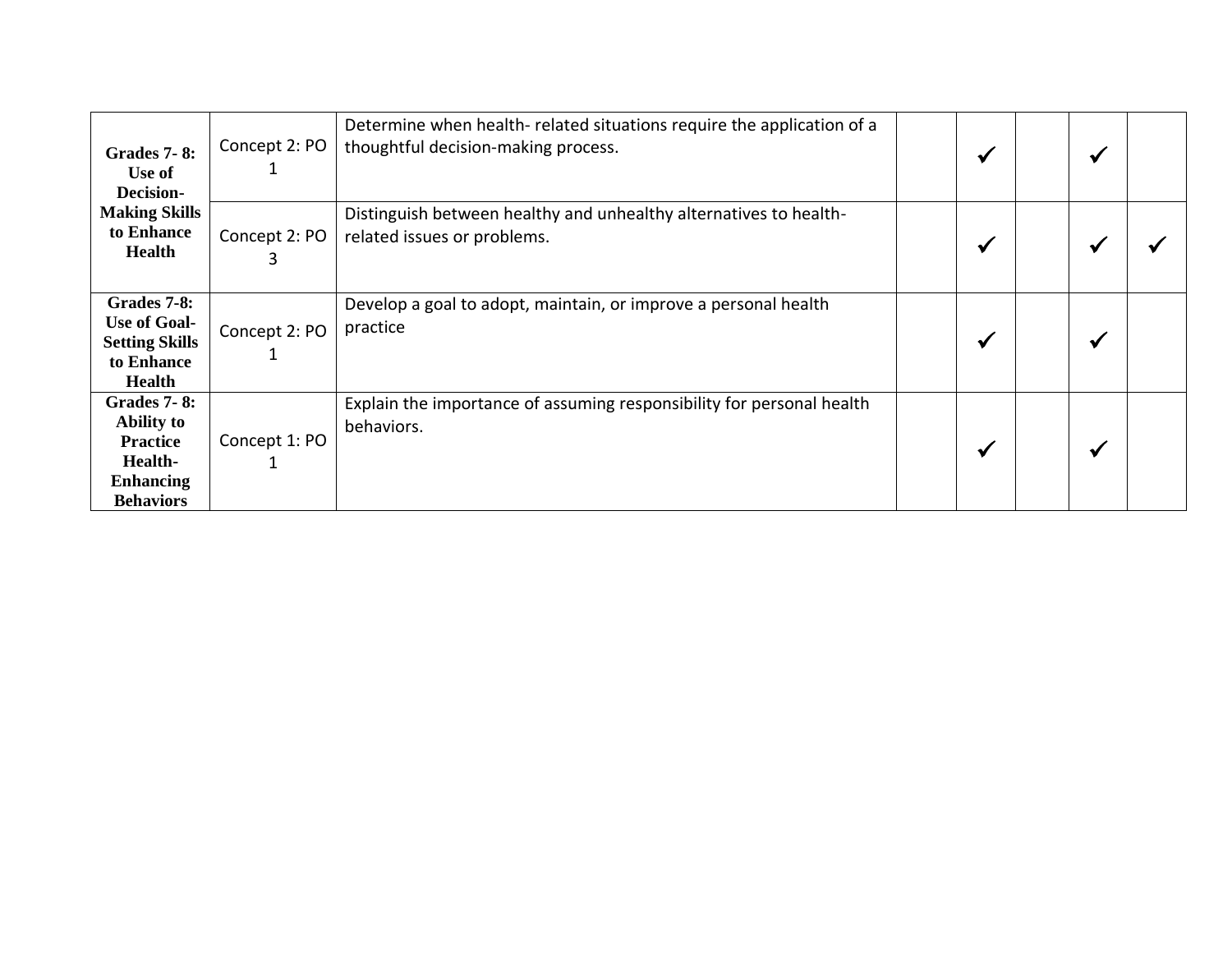| | | | | | | | |
|---|---|---|---|---|---|---|---|
| **Grades 7- 8: Use of Decision-Making Skills to Enhance Health** | Concept 2: PO 1 | Determine when health- related situations require the application of a thoughtful decision-making process. | | ✓ | | ✓ | |
| | Concept 2: PO 3 | Distinguish between healthy and unhealthy alternatives to health-related issues or problems. | | ✓ | | ✓ | ✓ |
| **Grades 7-8: Use of Goal-Setting Skills to Enhance Health** | Concept 2: PO 1 | Develop a goal to adopt, maintain, or improve a personal health practice | | ✓ | | ✓ | |
| **Grades 7- 8: Ability to Practice Health-Enhancing Behaviors** | Concept 1: PO 1 | Explain the importance of assuming responsibility for personal health behaviors. | | ✓ | | ✓ | |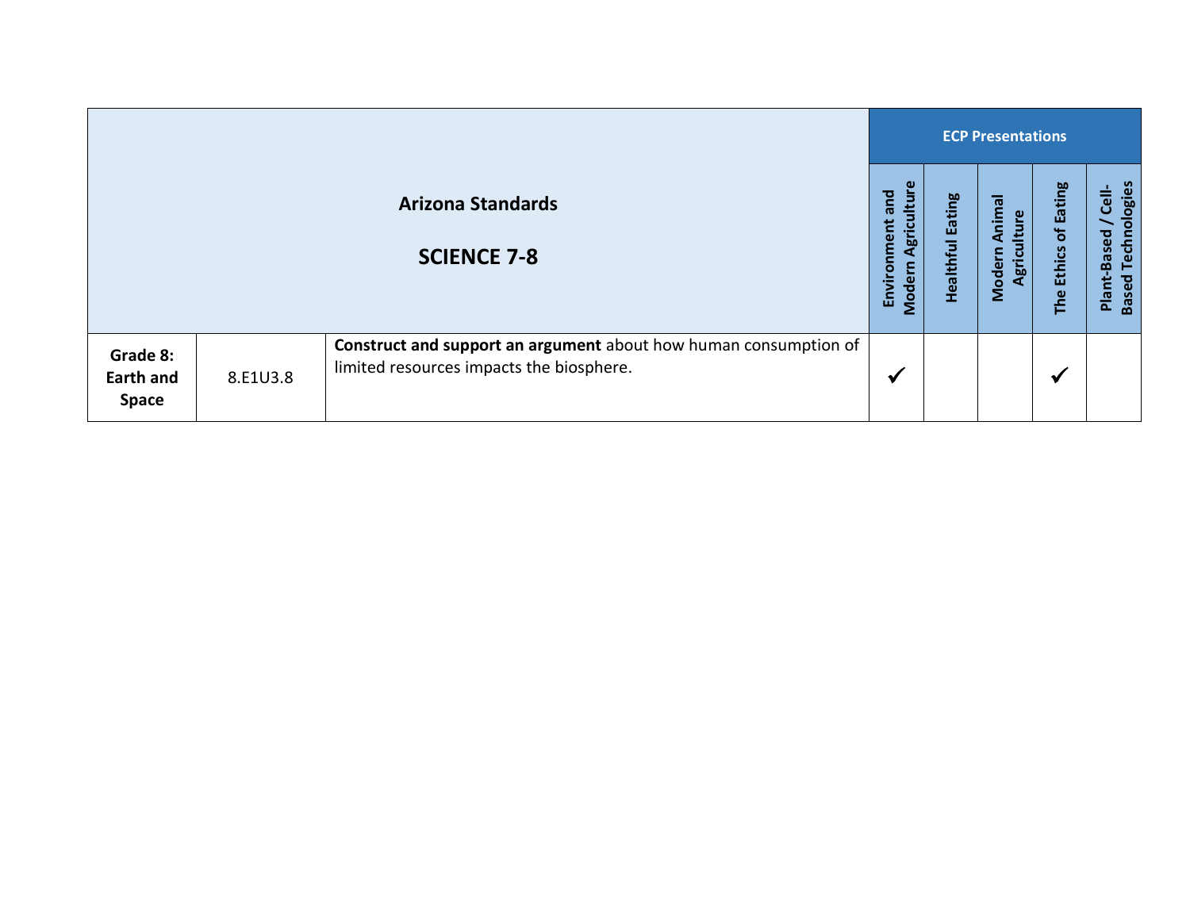| Arizona Standards<br><br>SCIENCE 7-8 | | | ECP Presentations | | | | |
|---|---|---|---|---|---|---|---|
| | | | Environment and Modern Agriculture | Healthful Eating | Modern Animal Agriculture | The Ethics of Eating | Plant-Based / Cell-Based Technologies |
| **Grade 8: Earth and Space** | 8.E1U3.8 | **Construct and support an argument** about how human consumption of limited resources impacts the biosphere. | ✓ | | | ✓ | |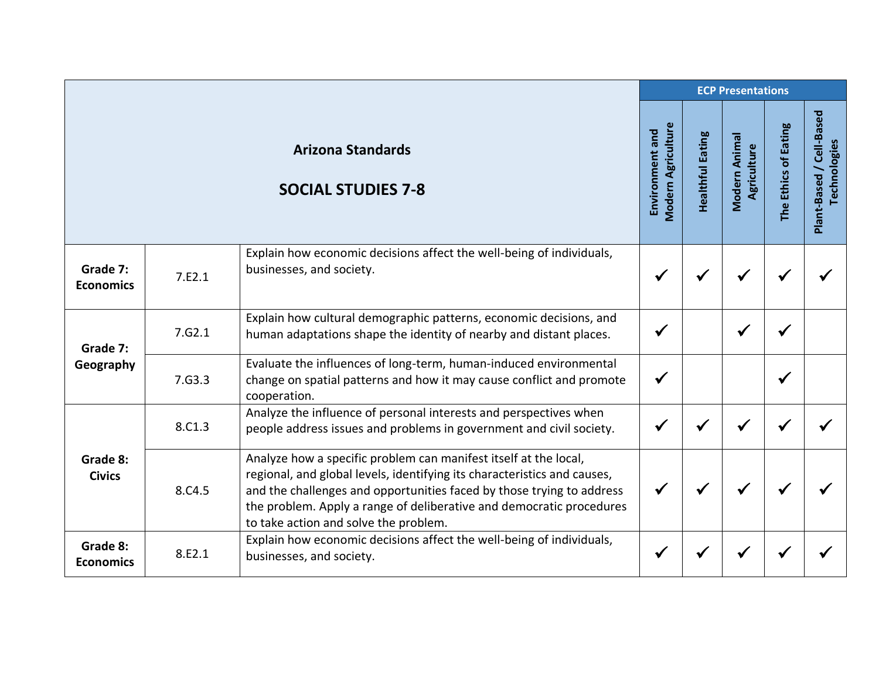| Arizona Standards<br><br>**SOCIAL STUDIES 7-8** | | | ECP Presentations | | | | |
|---|---|---|---|---|---|---|---|
| | | | **Environment and Modern Agriculture** | **Healthful Eating** | **Modern Animal Agriculture** | **The Ethics of Eating** | **Plant-Based / Cell-Based Technologies** |
| **Grade 7: Economics** | 7.E2.1 | Explain how economic decisions affect the well-being of individuals, businesses, and society. | ✔ | ✔ | ✔ | ✔ | ✔ |
| **Grade 7: Geography** | 7.G2.1 | Explain how cultural demographic patterns, economic decisions, and human adaptations shape the identity of nearby and distant places. | ✔ | | ✔ | ✔ | |
| | 7.G3.3 | Evaluate the influences of long-term, human-induced environmental change on spatial patterns and how it may cause conflict and promote cooperation. | ✔ | | | ✔ | |
| **Grade 8: Civics** | 8.C1.3 | Analyze the influence of personal interests and perspectives when people address issues and problems in government and civil society. | ✔ | ✔ | ✔ | ✔ | ✔ |
| | 8.C4.5 | Analyze how a specific problem can manifest itself at the local, regional, and global levels, identifying its characteristics and causes, and the challenges and opportunities faced by those trying to address the problem. Apply a range of deliberative and democratic procedures to take action and solve the problem. | ✔ | ✔ | ✔ | ✔ | ✔ |
| **Grade 8: Economics** | 8.E2.1 | Explain how economic decisions affect the well-being of individuals, businesses, and society. | ✔ | ✔ | ✔ | ✔ | ✔ |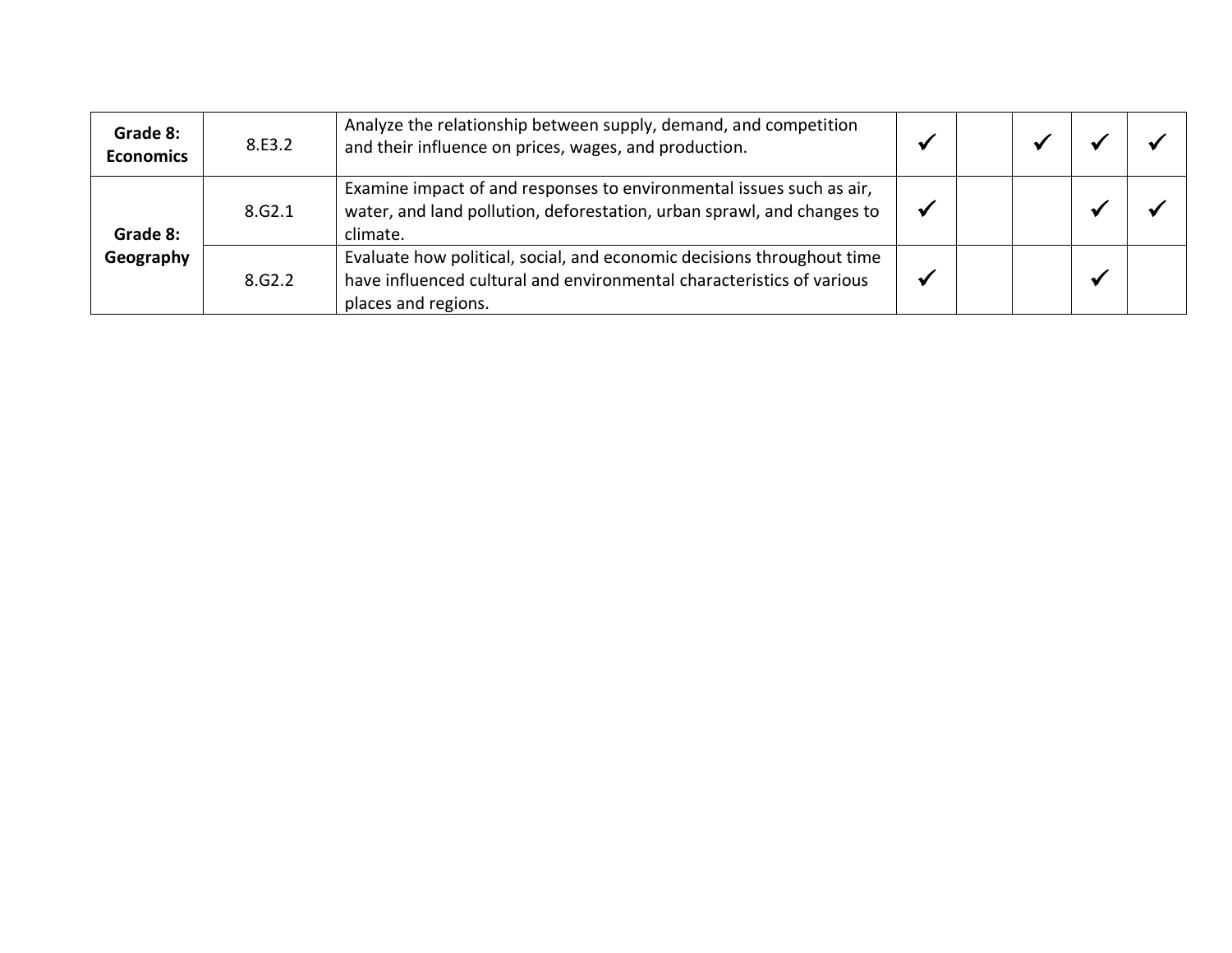| | | | | | | | |
|---|---|---|---|---|---|---|---|
| **Grade 8: Economics** | 8.E3.2 | Analyze the relationship between supply, demand, and competition and their influence on prices, wages, and production. | ✓ | | ✓ | ✓ | ✓ |
| **Grade 8: Geography** | 8.G2.1 | Examine impact of and responses to environmental issues such as air, water, and land pollution, deforestation, urban sprawl, and changes to climate. | ✓ | | | ✓ | ✓ |
| | 8.G2.2 | Evaluate how political, social, and economic decisions throughout time have influenced cultural and environmental characteristics of various places and regions. | ✓ | | | ✓ | |